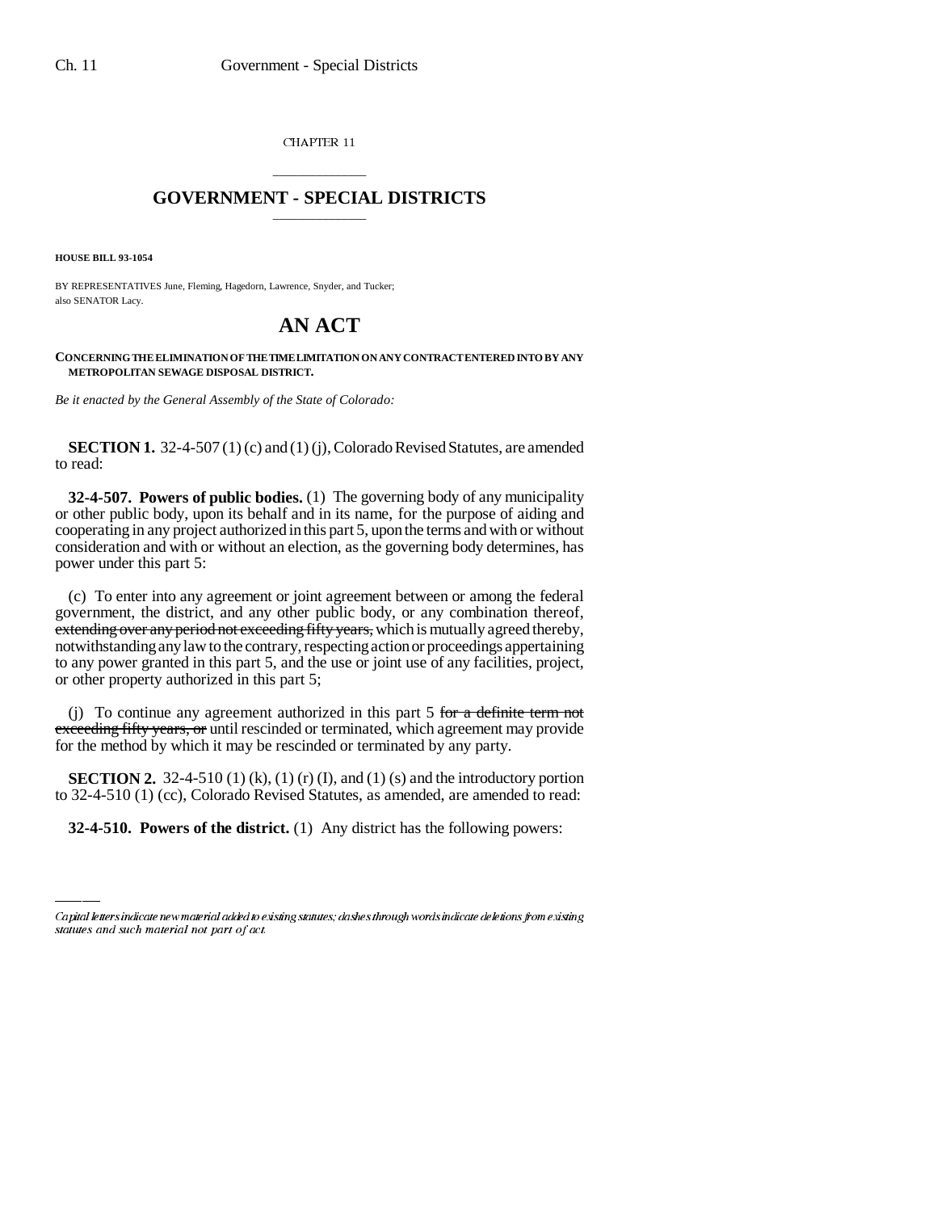CHAPTER 11

# GOVERNMENT - SPECIAL DISTRICTS

**HOUSE BILL 93-1054**

BY REPRESENTATIVES June, Fleming, Hagedorn, Lawrence, Snyder, and Tucker;
also SENATOR Lacy.

# AN ACT

**CONCERNING THE ELIMINATION OF THE TIME LIMITATION ON ANY CONTRACT ENTERED INTO BY ANY METROPOLITAN SEWAGE DISPOSAL DISTRICT.**

*Be it enacted by the General Assembly of the State of Colorado:*

**SECTION 1.** 32-4-507 (1) (c) and (1) (j), Colorado Revised Statutes, are amended to read:

**32-4-507. Powers of public bodies.** (1) The governing body of any municipality or other public body, upon its behalf and in its name, for the purpose of aiding and cooperating in any project authorized in this part 5, upon the terms and with or without consideration and with or without an election, as the governing body determines, has power under this part 5:

(c) To enter into any agreement or joint agreement between or among the federal government, the district, and any other public body, or any combination thereof, ~~extending over any period not exceeding fifty years,~~ which is mutually agreed thereby, notwithstanding any law to the contrary, respecting action or proceedings appertaining to any power granted in this part 5, and the use or joint use of any facilities, project, or other property authorized in this part 5;

(j) To continue any agreement authorized in this part 5 ~~for a definite term not exceeding fifty years, or~~ until rescinded or terminated, which agreement may provide for the method by which it may be rescinded or terminated by any party.

**SECTION 2.** 32-4-510 (1) (k), (1) (r) (I), and (1) (s) and the introductory portion to 32-4-510 (1) (cc), Colorado Revised Statutes, as amended, are amended to read:

**32-4-510. Powers of the district.** (1) Any district has the following powers:

*Capital letters indicate new material added to existing statutes; dashes through words indicate deletions from existing statutes and such material not part of act.*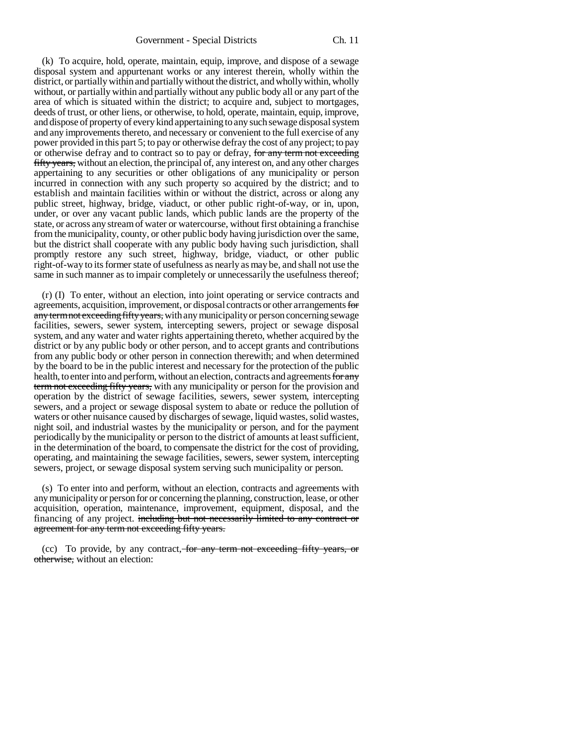(k) To acquire, hold, operate, maintain, equip, improve, and dispose of a sewage disposal system and appurtenant works or any interest therein, wholly within the district, or partially within and partially without the district, and wholly within, wholly without, or partially within and partially without any public body all or any part of the area of which is situated within the district; to acquire and, subject to mortgages, deeds of trust, or other liens, or otherwise, to hold, operate, maintain, equip, improve, and dispose of property of every kind appertaining to any such sewage disposal system and any improvements thereto, and necessary or convenient to the full exercise of any power provided in this part 5; to pay or otherwise defray the cost of any project; to pay or otherwise defray and to contract so to pay or defray, ~~for any term not exceeding fifty years,~~ without an election, the principal of, any interest on, and any other charges appertaining to any securities or other obligations of any municipality or person incurred in connection with any such property so acquired by the district; and to establish and maintain facilities within or without the district, across or along any public street, highway, bridge, viaduct, or other public right-of-way, or in, upon, under, or over any vacant public lands, which public lands are the property of the state, or across any stream of water or watercourse, without first obtaining a franchise from the municipality, county, or other public body having jurisdiction over the same, but the district shall cooperate with any public body having such jurisdiction, shall promptly restore any such street, highway, bridge, viaduct, or other public right-of-way to its former state of usefulness as nearly as may be, and shall not use the same in such manner as to impair completely or unnecessarily the usefulness thereof;

(r) (I) To enter, without an election, into joint operating or service contracts and agreements, acquisition, improvement, or disposal contracts or other arrangements ~~for any term not exceeding fifty years,~~ with any municipality or person concerning sewage facilities, sewers, sewer system, intercepting sewers, project or sewage disposal system, and any water and water rights appertaining thereto, whether acquired by the district or by any public body or other person, and to accept grants and contributions from any public body or other person in connection therewith; and when determined by the board to be in the public interest and necessary for the protection of the public health, to enter into and perform, without an election, contracts and agreements ~~for any term not exceeding fifty years,~~ with any municipality or person for the provision and operation by the district of sewage facilities, sewers, sewer system, intercepting sewers, and a project or sewage disposal system to abate or reduce the pollution of waters or other nuisance caused by discharges of sewage, liquid wastes, solid wastes, night soil, and industrial wastes by the municipality or person, and for the payment periodically by the municipality or person to the district of amounts at least sufficient, in the determination of the board, to compensate the district for the cost of providing, operating, and maintaining the sewage facilities, sewers, sewer system, intercepting sewers, project, or sewage disposal system serving such municipality or person.

(s) To enter into and perform, without an election, contracts and agreements with any municipality or person for or concerning the planning, construction, lease, or other acquisition, operation, maintenance, improvement, equipment, disposal, and the financing of any project. ~~including but not necessarily limited to any contract or agreement for any term not exceeding fifty years.~~

(cc) To provide, by any contract, ~~for any term not exceeding fifty years, or otherwise,~~ without an election: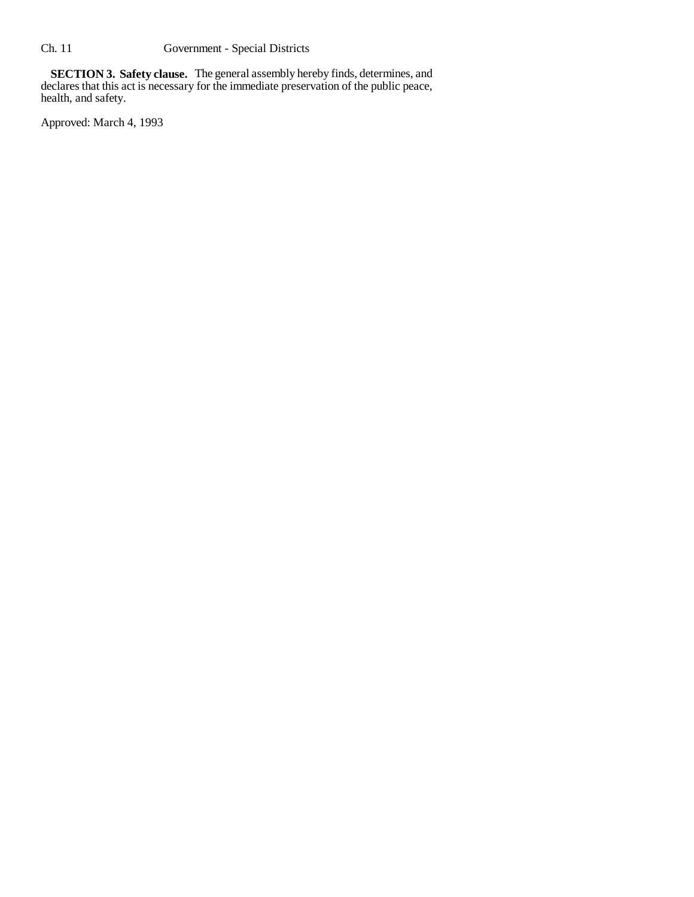**SECTION 3. Safety clause.** The general assembly hereby finds, determines, and declares that this act is necessary for the immediate preservation of the public peace, health, and safety.

Approved: March 4, 1993